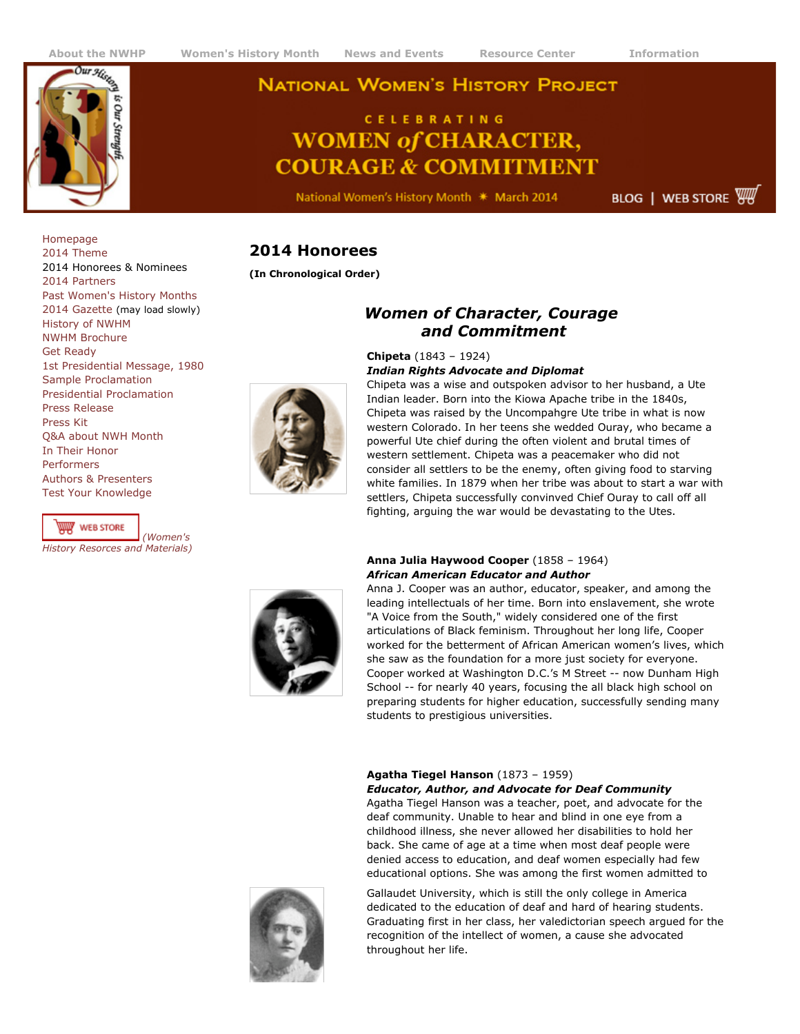About the NWHP | Women's History Month | News and Events | Resource Center | Information

# National Women's History Project

CELEBRATING
**WOMEN of CHARACTER, COURAGE & COMMITMENT**

National Women's History Month ✷ March 2014

BLOG | WEB STORE

- Homepage
- 2014 Theme
- 2014 Honorees & Nominees
- 2014 Partners
- Past Women's History Months
- 2014 Gazette (may load slowly)
- History of NWHM
- NWHM Brochure
- Get Ready
- 1st Presidential Message, 1980
- Sample Proclamation
- Presidential Proclamation
- Press Release
- Press Kit
- Q&A about NWH Month
- In Their Honor
- Performers
- Authors & Presenters
- Test Your Knowledge

WEB STORE *(Women's History Resorces and Materials)*

## 2014 Honorees

**(In Chronological Order)**

### *Women of Character, Courage and Commitment*

**Chipeta** (1843 – 1924)
***Indian Rights Advocate and Diplomat***
Chipeta was a wise and outspoken advisor to her husband, a Ute Indian leader. Born into the Kiowa Apache tribe in the 1840s, Chipeta was raised by the Uncompahgre Ute tribe in what is now western Colorado. In her teens she wedded Ouray, who became a powerful Ute chief during the often violent and brutal times of western settlement. Chipeta was a peacemaker who did not consider all settlers to be the enemy, often giving food to starving white families. In 1879 when her tribe was about to start a war with settlers, Chipeta successfully convinced Chief Ouray to call off all fighting, arguing the war would be devastating to the Utes.

**Anna Julia Haywood Cooper** (1858 – 1964)
***African American Educator and Author***
Anna J. Cooper was an author, educator, speaker, and among the leading intellectuals of her time. Born into enslavement, she wrote "A Voice from the South," widely considered one of the first articulations of Black feminism. Throughout her long life, Cooper worked for the betterment of African American women's lives, which she saw as the foundation for a more just society for everyone. Cooper worked at Washington D.C.'s M Street -- now Dunham High School -- for nearly 40 years, focusing the all black high school on preparing students for higher education, successfully sending many students to prestigious universities.

**Agatha Tiegel Hanson** (1873 – 1959)
***Educator, Author, and Advocate for Deaf Community***
Agatha Tiegel Hanson was a teacher, poet, and advocate for the deaf community. Unable to hear and blind in one eye from a childhood illness, she never allowed her disabilities to hold her back. She came of age at a time when most deaf people were denied access to education, and deaf women especially had few educational options. She was among the first women admitted to Gallaudet University, which is still the only college in America dedicated to the education of deaf and hard of hearing students. Graduating first in her class, her valedictorian speech argued for the recognition of the intellect of women, a cause she advocated throughout her life.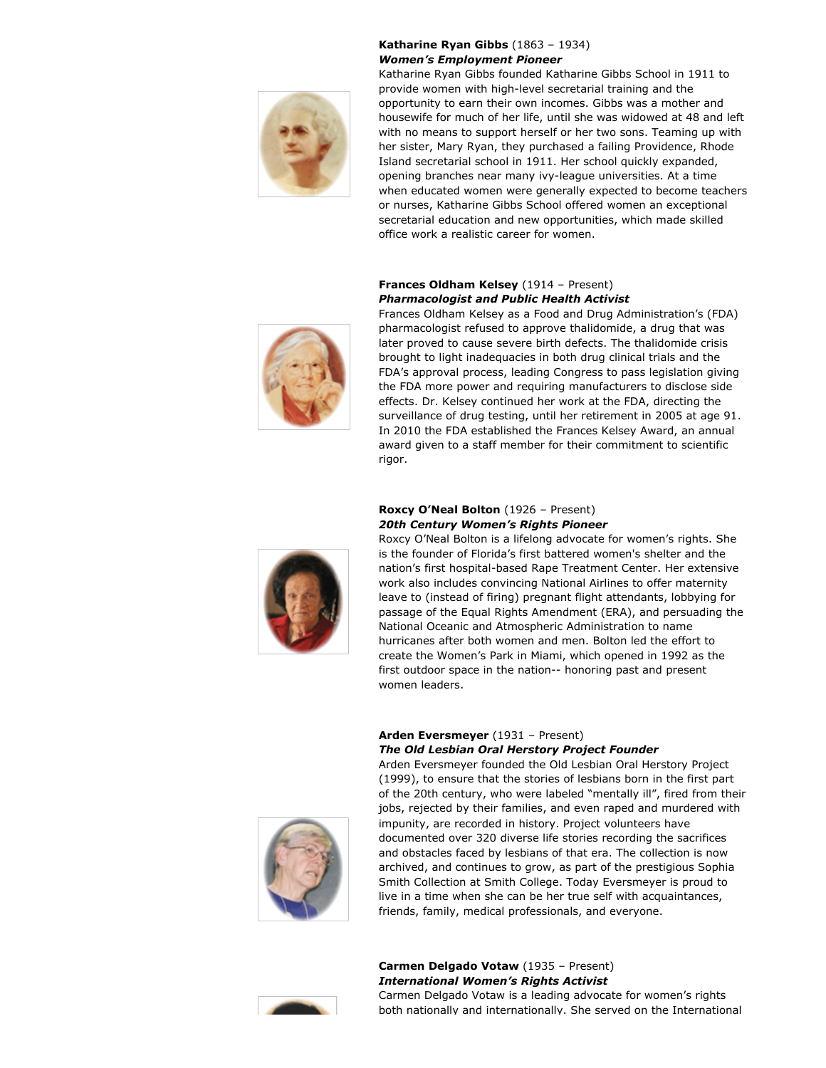**Katharine Ryan Gibbs** (1863 – 1934)
***Women's Employment Pioneer***
Katharine Ryan Gibbs founded Katharine Gibbs School in 1911 to provide women with high-level secretarial training and the opportunity to earn their own incomes. Gibbs was a mother and housewife for much of her life, until she was widowed at 48 and left with no means to support herself or her two sons. Teaming up with her sister, Mary Ryan, they purchased a failing Providence, Rhode Island secretarial school in 1911. Her school quickly expanded, opening branches near many ivy-league universities. At a time when educated women were generally expected to become teachers or nurses, Katharine Gibbs School offered women an exceptional secretarial education and new opportunities, which made skilled office work a realistic career for women.

**Frances Oldham Kelsey** (1914 – Present)
***Pharmacologist and Public Health Activist***
Frances Oldham Kelsey as a Food and Drug Administration's (FDA) pharmacologist refused to approve thalidomide, a drug that was later proved to cause severe birth defects. The thalidomide crisis brought to light inadequacies in both drug clinical trials and the FDA's approval process, leading Congress to pass legislation giving the FDA more power and requiring manufacturers to disclose side effects. Dr. Kelsey continued her work at the FDA, directing the surveillance of drug testing, until her retirement in 2005 at age 91. In 2010 the FDA established the Frances Kelsey Award, an annual award given to a staff member for their commitment to scientific rigor.

**Roxcy O'Neal Bolton** (1926 – Present)
***20th Century Women's Rights Pioneer***
Roxcy O'Neal Bolton is a lifelong advocate for women's rights. She is the founder of Florida's first battered women's shelter and the nation's first hospital-based Rape Treatment Center. Her extensive work also includes convincing National Airlines to offer maternity leave to (instead of firing) pregnant flight attendants, lobbying for passage of the Equal Rights Amendment (ERA), and persuading the National Oceanic and Atmospheric Administration to name hurricanes after both women and men. Bolton led the effort to create the Women's Park in Miami, which opened in 1992 as the first outdoor space in the nation-- honoring past and present women leaders.

**Arden Eversmeyer** (1931 – Present)
***The Old Lesbian Oral Herstory Project Founder***
Arden Eversmeyer founded the Old Lesbian Oral Herstory Project (1999), to ensure that the stories of lesbians born in the first part of the 20th century, who were labeled "mentally ill", fired from their jobs, rejected by their families, and even raped and murdered with impunity, are recorded in history. Project volunteers have documented over 320 diverse life stories recording the sacrifices and obstacles faced by lesbians of that era. The collection is now archived, and continues to grow, as part of the prestigious Sophia Smith Collection at Smith College. Today Eversmeyer is proud to live in a time when she can be her true self with acquaintances, friends, family, medical professionals, and everyone.

**Carmen Delgado Votaw** (1935 – Present)
***International Women's Rights Activist***
Carmen Delgado Votaw is a leading advocate for women's rights both nationally and internationally. She served on the International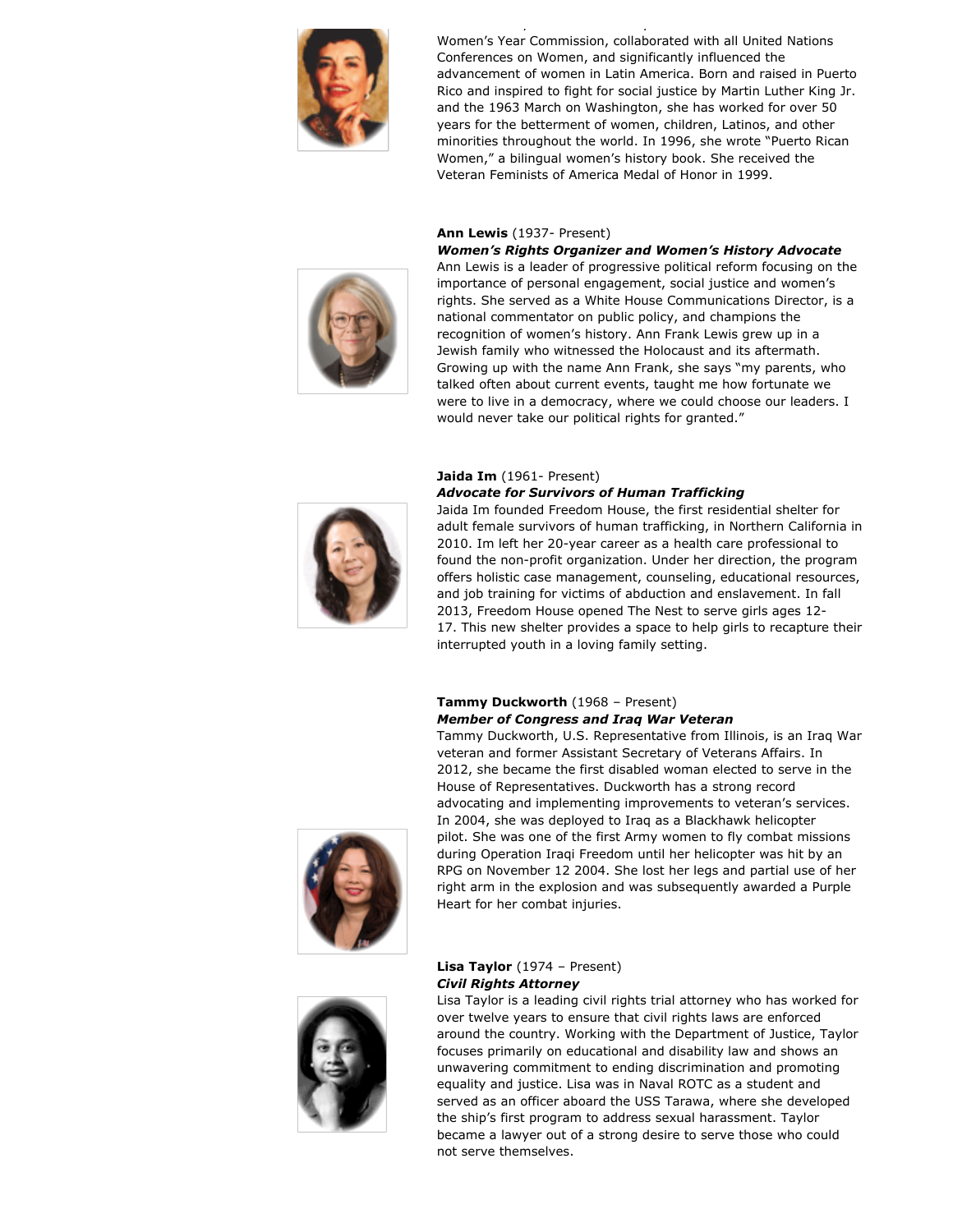Women's Year Commission, collaborated with all United Nations Conferences on Women, and significantly influenced the advancement of women in Latin America. Born and raised in Puerto Rico and inspired to fight for social justice by Martin Luther King Jr. and the 1963 March on Washington, she has worked for over 50 years for the betterment of women, children, Latinos, and other minorities throughout the world. In 1996, she wrote "Puerto Rican Women," a bilingual women's history book. She received the Veteran Feminists of America Medal of Honor in 1999.

**Ann Lewis** (1937- Present)
***Women's Rights Organizer and Women's History Advocate***
Ann Lewis is a leader of progressive political reform focusing on the importance of personal engagement, social justice and women's rights. She served as a White House Communications Director, is a national commentator on public policy, and champions the recognition of women's history. Ann Frank Lewis grew up in a Jewish family who witnessed the Holocaust and its aftermath. Growing up with the name Ann Frank, she says "my parents, who talked often about current events, taught me how fortunate we were to live in a democracy, where we could choose our leaders. I would never take our political rights for granted."

**Jaida Im** (1961- Present)
***Advocate for Survivors of Human Trafficking***
Jaida Im founded Freedom House, the first residential shelter for adult female survivors of human trafficking, in Northern California in 2010. Im left her 20-year career as a health care professional to found the non-profit organization. Under her direction, the program offers holistic case management, counseling, educational resources, and job training for victims of abduction and enslavement. In fall 2013, Freedom House opened The Nest to serve girls ages 12-17. This new shelter provides a space to help girls to recapture their interrupted youth in a loving family setting.

**Tammy Duckworth** (1968 – Present)
***Member of Congress and Iraq War Veteran***
Tammy Duckworth, U.S. Representative from Illinois, is an Iraq War veteran and former Assistant Secretary of Veterans Affairs. In 2012, she became the first disabled woman elected to serve in the House of Representatives. Duckworth has a strong record advocating and implementing improvements to veteran's services. In 2004, she was deployed to Iraq as a Blackhawk helicopter pilot. She was one of the first Army women to fly combat missions during Operation Iraqi Freedom until her helicopter was hit by an RPG on November 12 2004. She lost her legs and partial use of her right arm in the explosion and was subsequently awarded a Purple Heart for her combat injuries.

**Lisa Taylor** (1974 – Present)
***Civil Rights Attorney***
Lisa Taylor is a leading civil rights trial attorney who has worked for over twelve years to ensure that civil rights laws are enforced around the country. Working with the Department of Justice, Taylor focuses primarily on educational and disability law and shows an unwavering commitment to ending discrimination and promoting equality and justice. Lisa was in Naval ROTC as a student and served as an officer aboard the USS Tarawa, where she developed the ship's first program to address sexual harassment. Taylor became a lawyer out of a strong desire to serve those who could not serve themselves.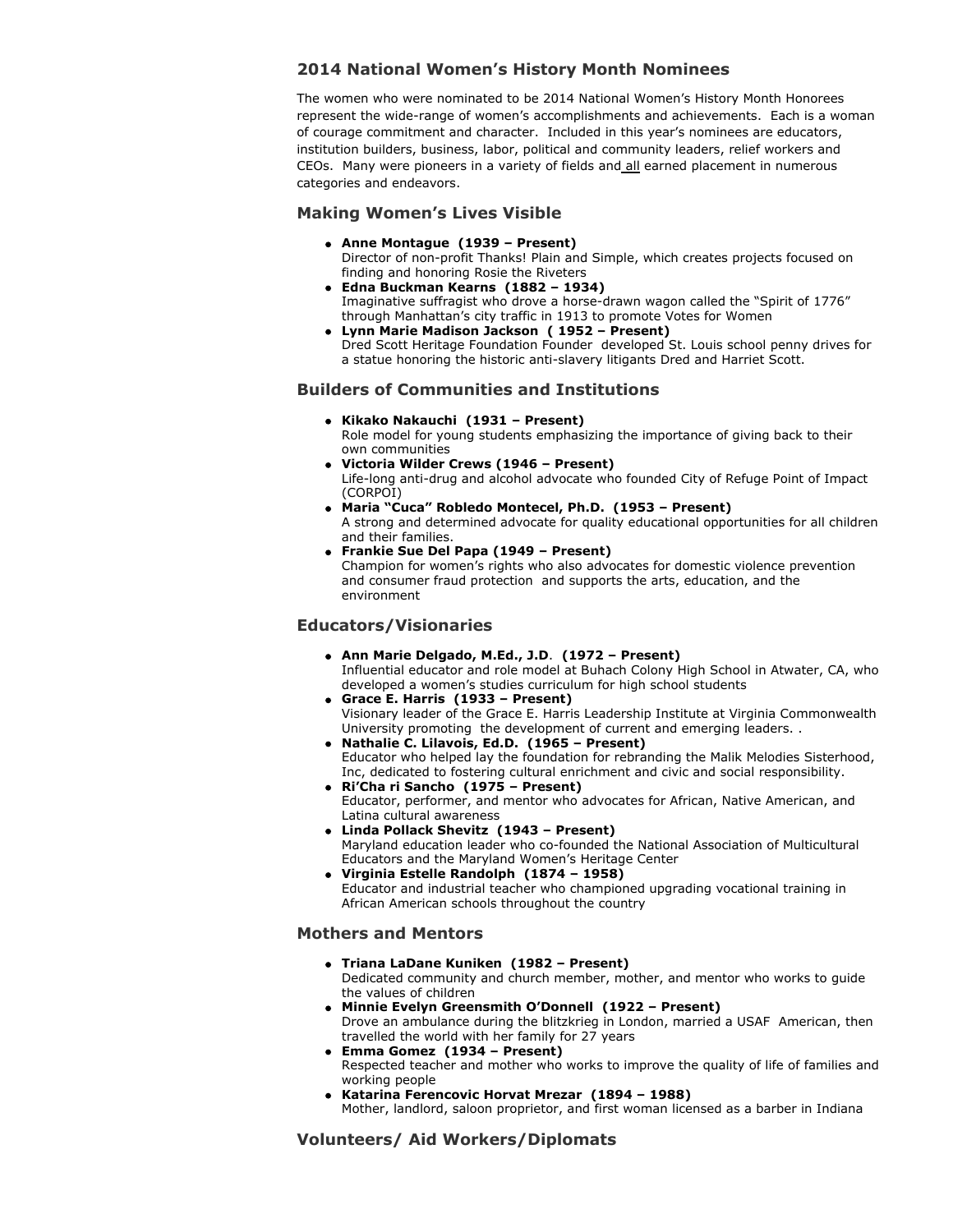## 2014 National Women's History Month Nominees

The women who were nominated to be 2014 National Women's History Month Honorees represent the wide-range of women's accomplishments and achievements. Each is a woman of courage commitment and character. Included in this year's nominees are educators, institution builders, business, labor, political and community leaders, relief workers and CEOs. Many were pioneers in a variety of fields and all earned placement in numerous categories and endeavors.

### Making Women's Lives Visible

- **Anne Montague (1939 – Present)**
  Director of non-profit Thanks! Plain and Simple, which creates projects focused on finding and honoring Rosie the Riveters
- **Edna Buckman Kearns (1882 – 1934)**
  Imaginative suffragist who drove a horse-drawn wagon called the "Spirit of 1776" through Manhattan's city traffic in 1913 to promote Votes for Women
- **Lynn Marie Madison Jackson ( 1952 – Present)**
  Dred Scott Heritage Foundation Founder developed St. Louis school penny drives for a statue honoring the historic anti-slavery litigants Dred and Harriet Scott.

### Builders of Communities and Institutions

- **Kikako Nakauchi (1931 – Present)**
  Role model for young students emphasizing the importance of giving back to their own communities
- **Victoria Wilder Crews (1946 – Present)**
  Life-long anti-drug and alcohol advocate who founded City of Refuge Point of Impact (CORPOI)
- **Maria "Cuca" Robledo Montecel, Ph.D. (1953 – Present)**
  A strong and determined advocate for quality educational opportunities for all children and their families.
- **Frankie Sue Del Papa (1949 – Present)**
  Champion for women's rights who also advocates for domestic violence prevention and consumer fraud protection and supports the arts, education, and the environment

### Educators/Visionaries

- **Ann Marie Delgado, M.Ed., J.D. (1972 – Present)**
  Influential educator and role model at Buhach Colony High School in Atwater, CA, who developed a women's studies curriculum for high school students
- **Grace E. Harris (1933 – Present)**
  Visionary leader of the Grace E. Harris Leadership Institute at Virginia Commonwealth University promoting the development of current and emerging leaders. .
- **Nathalie C. Lilavois, Ed.D. (1965 – Present)**
  Educator who helped lay the foundation for rebranding the Malik Melodies Sisterhood, Inc, dedicated to fostering cultural enrichment and civic and social responsibility.
- **Ri'Cha ri Sancho (1975 – Present)**
  Educator, performer, and mentor who advocates for African, Native American, and Latina cultural awareness
- **Linda Pollack Shevitz (1943 – Present)**
  Maryland education leader who co-founded the National Association of Multicultural Educators and the Maryland Women's Heritage Center
- **Virginia Estelle Randolph (1874 – 1958)**
  Educator and industrial teacher who championed upgrading vocational training in African American schools throughout the country

### Mothers and Mentors

- **Triana LaDane Kuniken (1982 – Present)**
  Dedicated community and church member, mother, and mentor who works to guide the values of children
- **Minnie Evelyn Greensmith O'Donnell (1922 – Present)**
  Drove an ambulance during the blitzkrieg in London, married a USAF American, then travelled the world with her family for 27 years
- **Emma Gomez (1934 – Present)**
  Respected teacher and mother who works to improve the quality of life of families and working people
- **Katarina Ferencovic Horvat Mrezar (1894 – 1988)**
  Mother, landlord, saloon proprietor, and first woman licensed as a barber in Indiana

### Volunteers/ Aid Workers/Diplomats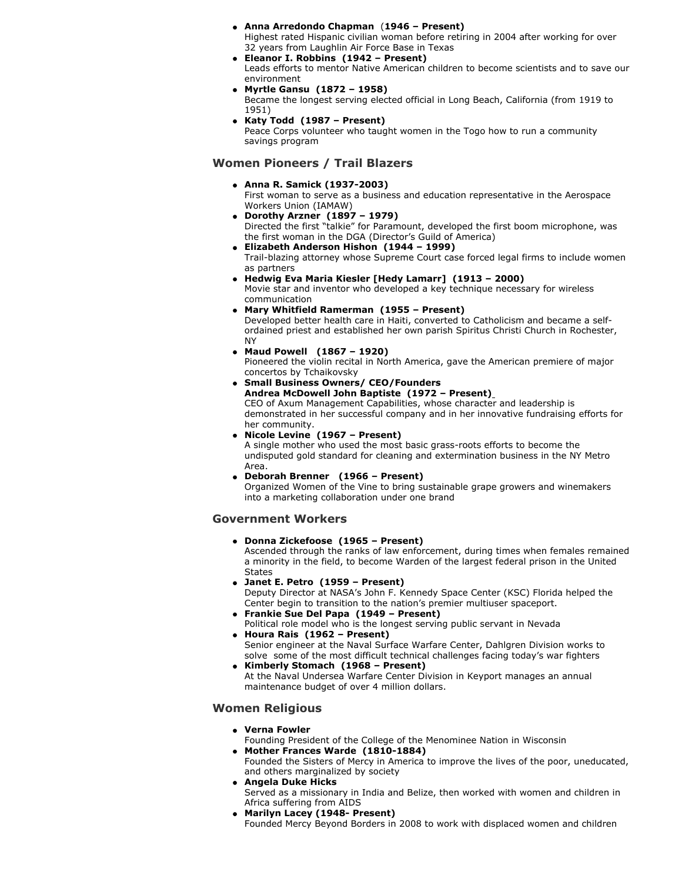- **Anna Arredondo Chapman** (**1946 – Present)**
  Highest rated Hispanic civilian woman before retiring in 2004 after working for over 32 years from Laughlin Air Force Base in Texas
- **Eleanor I. Robbins (1942 – Present)**
  Leads efforts to mentor Native American children to become scientists and to save our environment
- **Myrtle Gansu (1872 – 1958)**
  Became the longest serving elected official in Long Beach, California (from 1919 to 1951)
- **Katy Todd (1987 – Present)**
  Peace Corps volunteer who taught women in the Togo how to run a community savings program

### Women Pioneers / Trail Blazers

- **Anna R. Samick (1937-2003)**
  First woman to serve as a business and education representative in the Aerospace Workers Union (IAMAW)
- **Dorothy Arzner (1897 – 1979)**
  Directed the first "talkie" for Paramount, developed the first boom microphone, was the first woman in the DGA (Director's Guild of America)
- **Elizabeth Anderson Hishon (1944 – 1999)**
  Trail-blazing attorney whose Supreme Court case forced legal firms to include women as partners
- **Hedwig Eva Maria Kiesler [Hedy Lamarr] (1913 – 2000)**
  Movie star and inventor who developed a key technique necessary for wireless communication
- **Mary Whitfield Ramerman (1955 – Present)**
  Developed better health care in Haiti, converted to Catholicism and became a self-ordained priest and established her own parish Spiritus Christi Church in Rochester, NY
- **Maud Powell (1867 – 1920)**
  Pioneered the violin recital in North America, gave the American premiere of major concertos by Tchaikovsky
- **Small Business Owners/ CEO/Founders**
  **Andrea McDowell John Baptiste (1972 – Present)**
  CEO of Axum Management Capabilities, whose character and leadership is demonstrated in her successful company and in her innovative fundraising efforts for her community.
- **Nicole Levine (1967 – Present)**
  A single mother who used the most basic grass-roots efforts to become the undisputed gold standard for cleaning and extermination business in the NY Metro Area.
- **Deborah Brenner (1966 – Present)**
  Organized Women of the Vine to bring sustainable grape growers and winemakers into a marketing collaboration under one brand

### Government Workers

- **Donna Zickefoose (1965 – Present)**
  Ascended through the ranks of law enforcement, during times when females remained a minority in the field, to become Warden of the largest federal prison in the United States
- **Janet E. Petro (1959 – Present)**
  Deputy Director at NASA's John F. Kennedy Space Center (KSC) Florida helped the Center begin to transition to the nation's premier multiuser spaceport.
- **Frankie Sue Del Papa (1949 – Present)**
  Political role model who is the longest serving public servant in Nevada
- **Houra Rais (1962 – Present)**
  Senior engineer at the Naval Surface Warfare Center, Dahlgren Division works to solve some of the most difficult technical challenges facing today's war fighters
- **Kimberly Stomach (1968 – Present)**
  At the Naval Undersea Warfare Center Division in Keyport manages an annual maintenance budget of over 4 million dollars.

### Women Religious

- **Verna Fowler**
  Founding President of the College of the Menominee Nation in Wisconsin
- **Mother Frances Warde (1810-1884)**
  Founded the Sisters of Mercy in America to improve the lives of the poor, uneducated, and others marginalized by society
- **Angela Duke Hicks**
  Served as a missionary in India and Belize, then worked with women and children in Africa suffering from AIDS
- **Marilyn Lacey (1948- Present)**
  Founded Mercy Beyond Borders in 2008 to work with displaced women and children